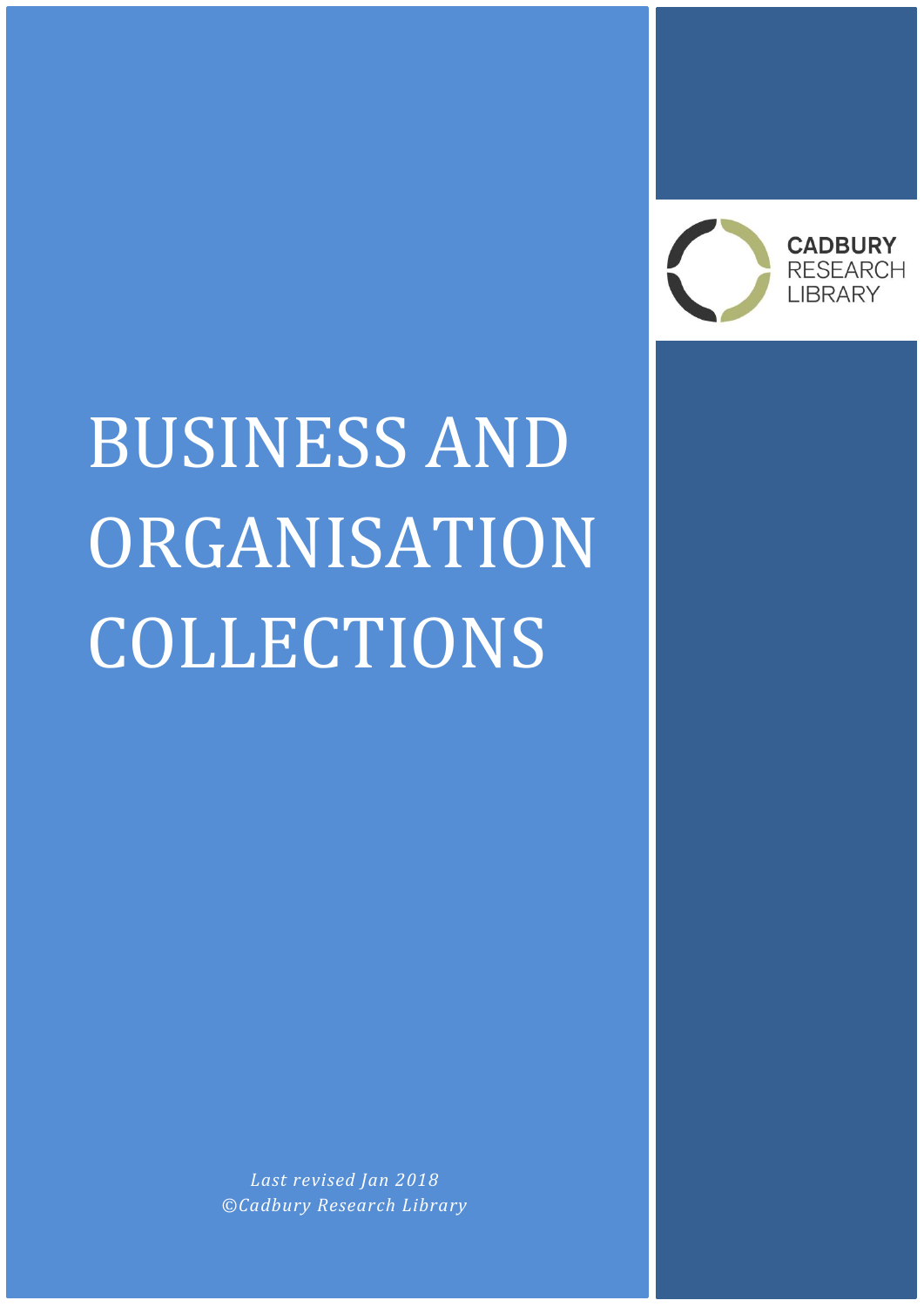CADBURY RESEARCH LIBRARY

# BUSINESS AND ORGANISATION COLLECTIONS

*Last revised Jan 2018*
*©Cadbury Research Library*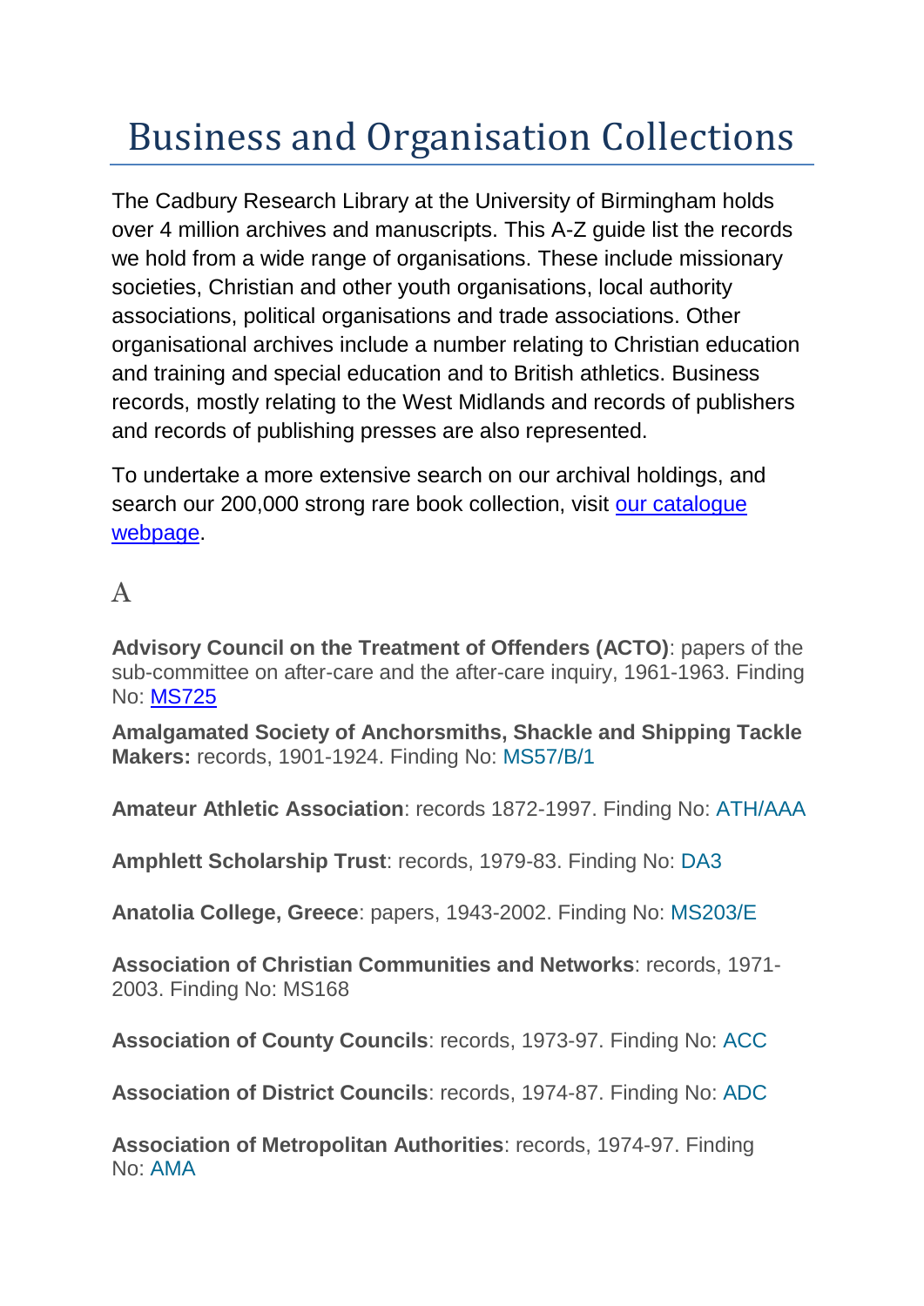# Business and Organisation Collections

The Cadbury Research Library at the University of Birmingham holds over 4 million archives and manuscripts. This A-Z guide list the records we hold from a wide range of organisations. These include missionary societies, Christian and other youth organisations, local authority associations, political organisations and trade associations. Other organisational archives include a number relating to Christian education and training and special education and to British athletics. Business records, mostly relating to the West Midlands and records of publishers and records of publishing presses are also represented.

To undertake a more extensive search on our archival holdings, and search our 200,000 strong rare book collection, visit [our catalogue webpage](#).

## A

**Advisory Council on the Treatment of Offenders (ACTO)**: papers of the sub-committee on after-care and the after-care inquiry, 1961-1963. Finding No: [MS725](#)

**Amalgamated Society of Anchorsmiths, Shackle and Shipping Tackle Makers:** records, 1901-1924. Finding No: MS57/B/1

**Amateur Athletic Association**: records 1872-1997. Finding No: ATH/AAA

**Amphlett Scholarship Trust**: records, 1979-83. Finding No: DA3

**Anatolia College, Greece**: papers, 1943-2002. Finding No: MS203/E

**Association of Christian Communities and Networks**: records, 1971-2003. Finding No: MS168

**Association of County Councils**: records, 1973-97. Finding No: ACC

**Association of District Councils**: records, 1974-87. Finding No: ADC

**Association of Metropolitan Authorities**: records, 1974-97. Finding No: AMA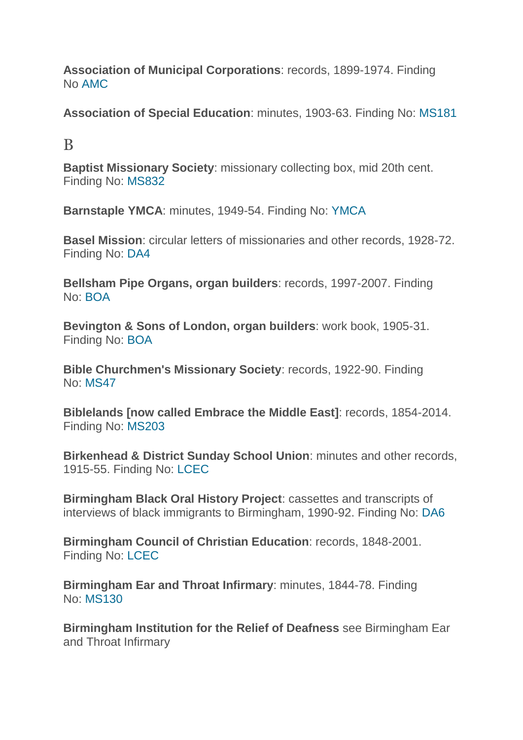**Association of Municipal Corporations**: records, 1899-1974. Finding No AMC

**Association of Special Education**: minutes, 1903-63. Finding No: MS181

## B

**Baptist Missionary Society**: missionary collecting box, mid 20th cent. Finding No: MS832

**Barnstaple YMCA**: minutes, 1949-54. Finding No: YMCA

**Basel Mission**: circular letters of missionaries and other records, 1928-72. Finding No: DA4

**Bellsham Pipe Organs, organ builders**: records, 1997-2007. Finding No: BOA

**Bevington & Sons of London, organ builders**: work book, 1905-31. Finding No: BOA

**Bible Churchmen's Missionary Society**: records, 1922-90. Finding No: MS47

**Biblelands [now called Embrace the Middle East]**: records, 1854-2014. Finding No: MS203

**Birkenhead & District Sunday School Union**: minutes and other records, 1915-55. Finding No: LCEC

**Birmingham Black Oral History Project**: cassettes and transcripts of interviews of black immigrants to Birmingham, 1990-92. Finding No: DA6

**Birmingham Council of Christian Education**: records, 1848-2001. Finding No: LCEC

**Birmingham Ear and Throat Infirmary**: minutes, 1844-78. Finding No: MS130

**Birmingham Institution for the Relief of Deafness** see Birmingham Ear and Throat Infirmary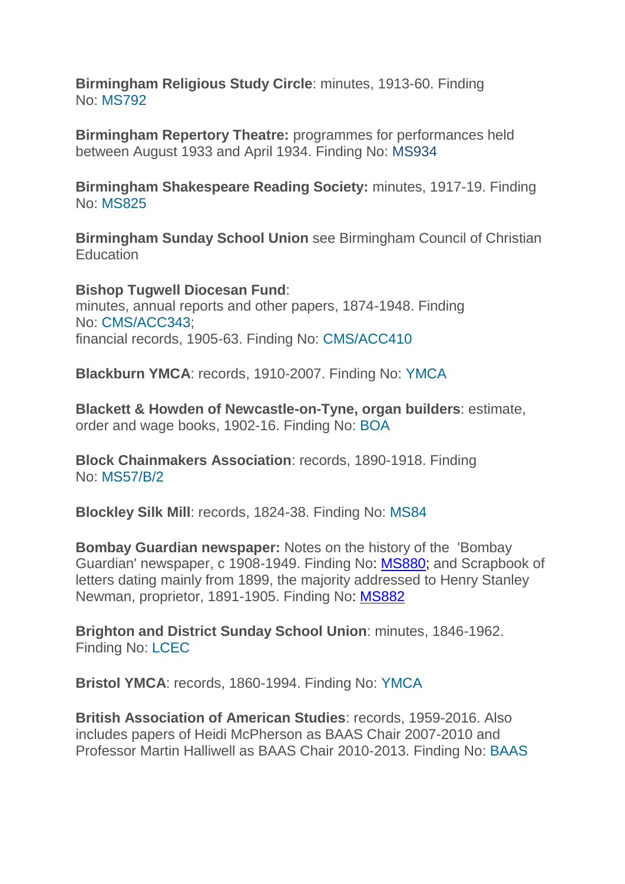**Birmingham Religious Study Circle**: minutes, 1913-60. Finding No: MS792

**Birmingham Repertory Theatre:** programmes for performances held between August 1933 and April 1934. Finding No: MS934

**Birmingham Shakespeare Reading Society:** minutes, 1917-19. Finding No: MS825

**Birmingham Sunday School Union** see Birmingham Council of Christian Education

**Bishop Tugwell Diocesan Fund**:
minutes, annual reports and other papers, 1874-1948. Finding No: CMS/ACC343;
financial records, 1905-63. Finding No: CMS/ACC410

**Blackburn YMCA**: records, 1910-2007. Finding No: YMCA

**Blackett & Howden of Newcastle-on-Tyne, organ builders**: estimate, order and wage books, 1902-16. Finding No: BOA

**Block Chainmakers Association**: records, 1890-1918. Finding No: MS57/B/2

**Blockley Silk Mill**: records, 1824-38. Finding No: MS84

**Bombay Guardian newspaper:** Notes on the history of the 'Bombay Guardian' newspaper, c 1908-1949. Finding No: MS880; and Scrapbook of letters dating mainly from 1899, the majority addressed to Henry Stanley Newman, proprietor, 1891-1905. Finding No: MS882

**Brighton and District Sunday School Union**: minutes, 1846-1962. Finding No: LCEC

**Bristol YMCA**: records, 1860-1994. Finding No: YMCA

**British Association of American Studies**: records, 1959-2016. Also includes papers of Heidi McPherson as BAAS Chair 2007-2010 and Professor Martin Halliwell as BAAS Chair 2010-2013. Finding No: BAAS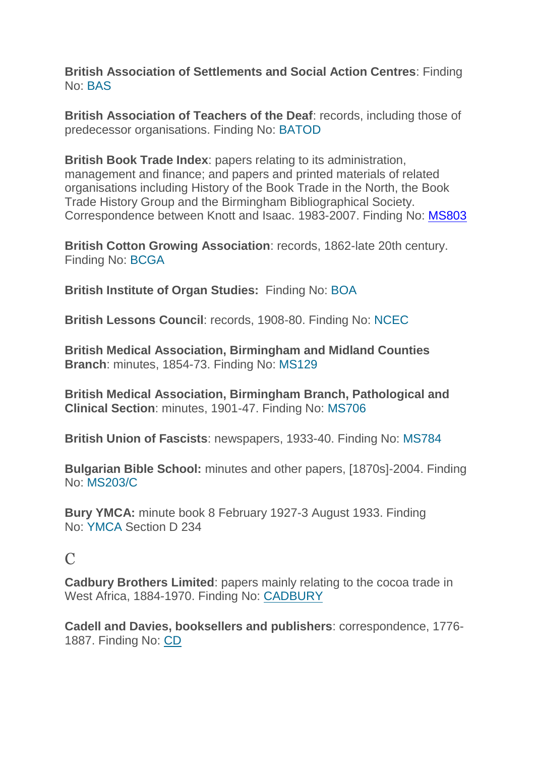**British Association of Settlements and Social Action Centres**: Finding No: BAS

**British Association of Teachers of the Deaf**: records, including those of predecessor organisations. Finding No: BATOD

**British Book Trade Index**: papers relating to its administration, management and finance; and papers and printed materials of related organisations including History of the Book Trade in the North, the Book Trade History Group and the Birmingham Bibliographical Society. Correspondence between Knott and Isaac. 1983-2007. Finding No: MS803

**British Cotton Growing Association**: records, 1862-late 20th century. Finding No: BCGA

**British Institute of Organ Studies:** Finding No: BOA

**British Lessons Council**: records, 1908-80. Finding No: NCEC

**British Medical Association, Birmingham and Midland Counties Branch**: minutes, 1854-73. Finding No: MS129

**British Medical Association, Birmingham Branch, Pathological and Clinical Section**: minutes, 1901-47. Finding No: MS706

**British Union of Fascists**: newspapers, 1933-40. Finding No: MS784

**Bulgarian Bible School:** minutes and other papers, [1870s]-2004. Finding No: MS203/C

**Bury YMCA:** minute book 8 February 1927-3 August 1933. Finding No: YMCA Section D 234

## C

**Cadbury Brothers Limited**: papers mainly relating to the cocoa trade in West Africa, 1884-1970. Finding No: CADBURY

**Cadell and Davies, booksellers and publishers**: correspondence, 1776-1887. Finding No: CD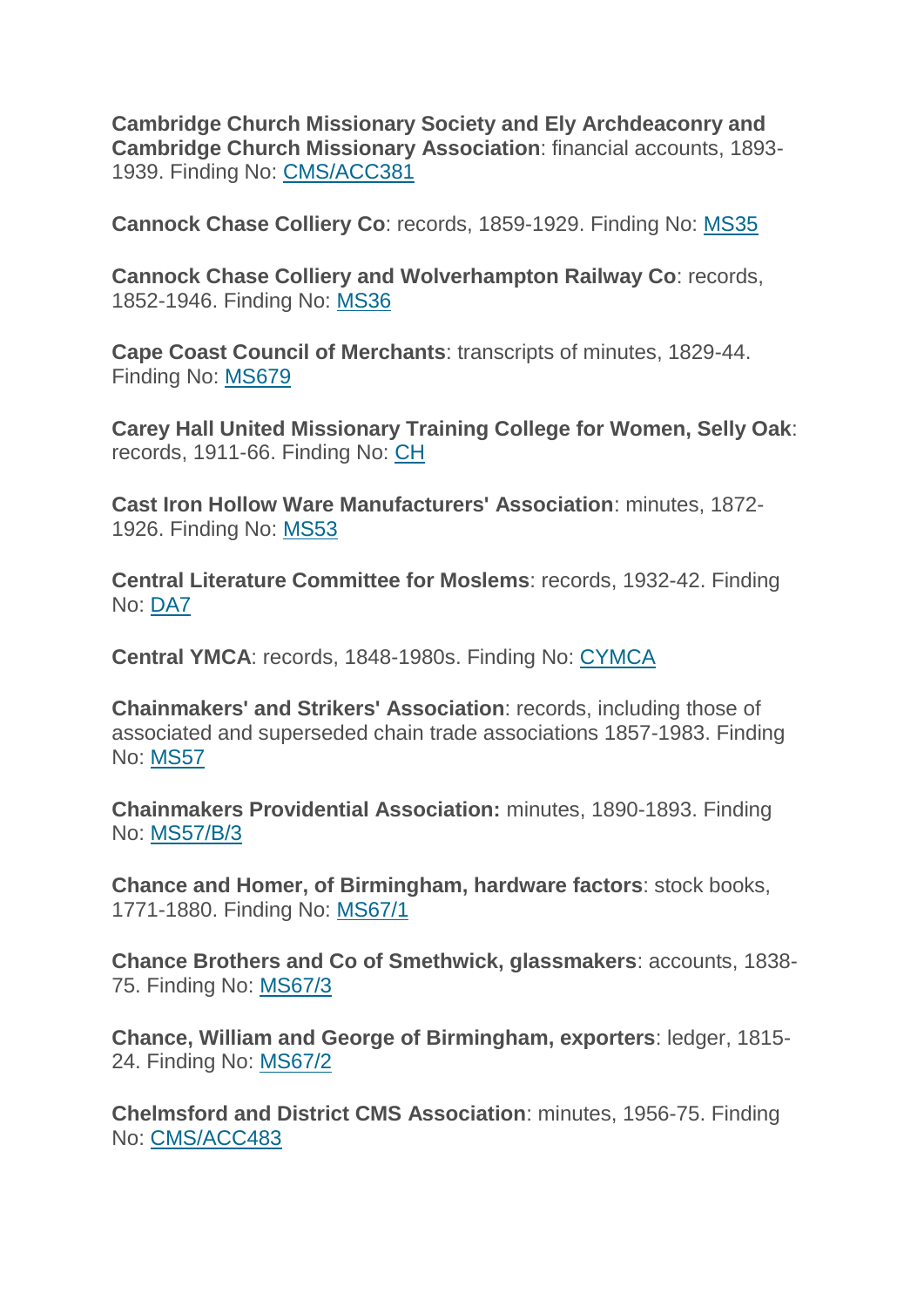**Cambridge Church Missionary Society and Ely Archdeaconry and Cambridge Church Missionary Association**: financial accounts, 1893-1939. Finding No: CMS/ACC381

**Cannock Chase Colliery Co**: records, 1859-1929. Finding No: MS35

**Cannock Chase Colliery and Wolverhampton Railway Co**: records, 1852-1946. Finding No: MS36

**Cape Coast Council of Merchants**: transcripts of minutes, 1829-44. Finding No: MS679

**Carey Hall United Missionary Training College for Women, Selly Oak**: records, 1911-66. Finding No: CH

**Cast Iron Hollow Ware Manufacturers' Association**: minutes, 1872-1926. Finding No: MS53

**Central Literature Committee for Moslems**: records, 1932-42. Finding No: DA7

**Central YMCA**: records, 1848-1980s. Finding No: CYMCA

**Chainmakers' and Strikers' Association**: records, including those of associated and superseded chain trade associations 1857-1983. Finding No: MS57

**Chainmakers Providential Association:** minutes, 1890-1893. Finding No: MS57/B/3

**Chance and Homer, of Birmingham, hardware factors**: stock books, 1771-1880. Finding No: MS67/1

**Chance Brothers and Co of Smethwick, glassmakers**: accounts, 1838-75. Finding No: MS67/3

**Chance, William and George of Birmingham, exporters**: ledger, 1815-24. Finding No: MS67/2

**Chelmsford and District CMS Association**: minutes, 1956-75. Finding No: CMS/ACC483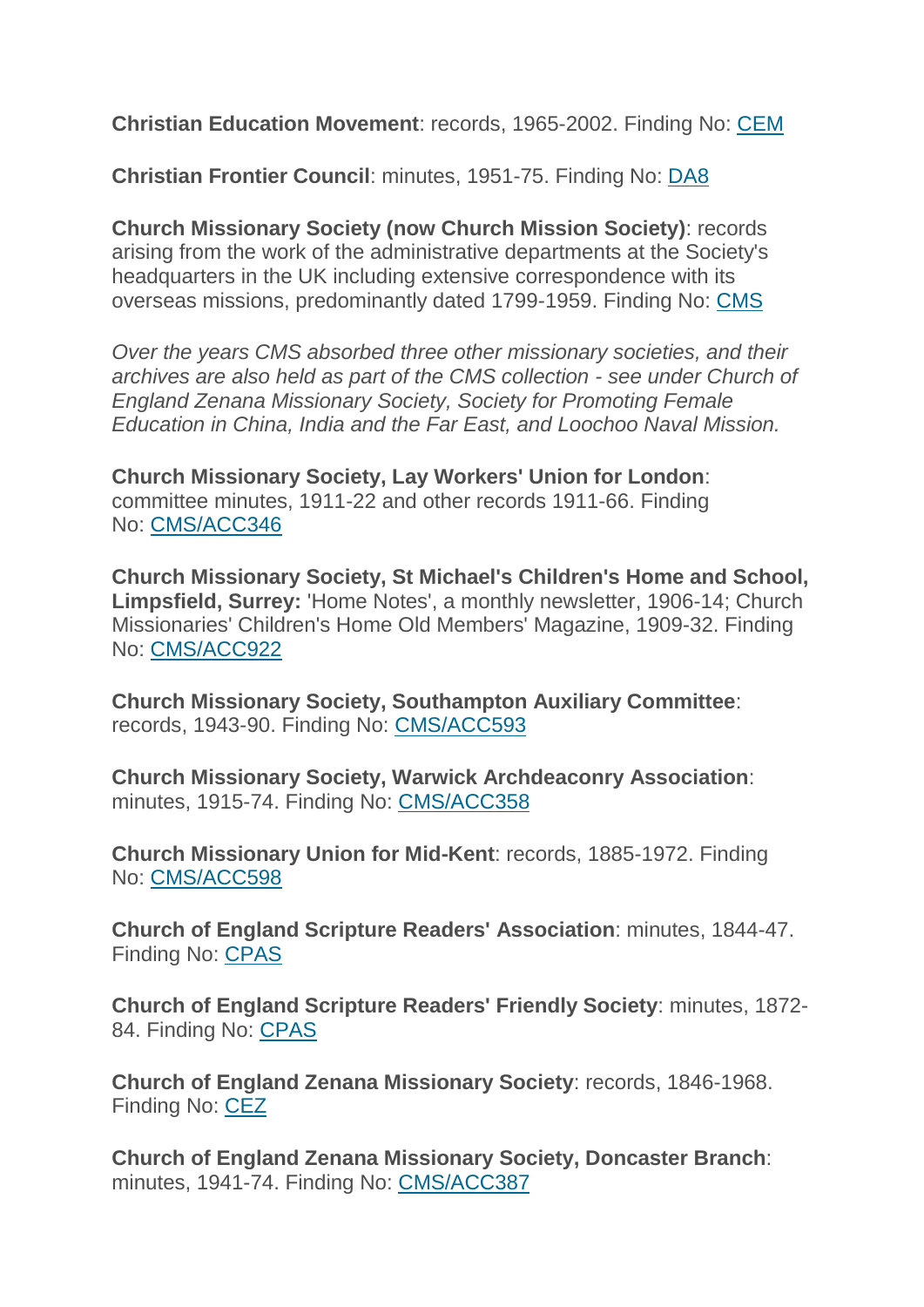**Christian Education Movement**: records, 1965-2002. Finding No: CEM

**Christian Frontier Council**: minutes, 1951-75. Finding No: DA8

**Church Missionary Society (now Church Mission Society)**: records arising from the work of the administrative departments at the Society's headquarters in the UK including extensive correspondence with its overseas missions, predominantly dated 1799-1959. Finding No: CMS

*Over the years CMS absorbed three other missionary societies, and their archives are also held as part of the CMS collection - see under Church of England Zenana Missionary Society, Society for Promoting Female Education in China, India and the Far East, and Loochoo Naval Mission.*

**Church Missionary Society, Lay Workers' Union for London**: committee minutes, 1911-22 and other records 1911-66. Finding No: CMS/ACC346

**Church Missionary Society, St Michael's Children's Home and School, Limpsfield, Surrey:** 'Home Notes', a monthly newsletter, 1906-14; Church Missionaries' Children's Home Old Members' Magazine, 1909-32. Finding No: CMS/ACC922

**Church Missionary Society, Southampton Auxiliary Committee**: records, 1943-90. Finding No: CMS/ACC593

**Church Missionary Society, Warwick Archdeaconry Association**: minutes, 1915-74. Finding No: CMS/ACC358

**Church Missionary Union for Mid-Kent**: records, 1885-1972. Finding No: CMS/ACC598

**Church of England Scripture Readers' Association**: minutes, 1844-47. Finding No: CPAS

**Church of England Scripture Readers' Friendly Society**: minutes, 1872-84. Finding No: CPAS

**Church of England Zenana Missionary Society**: records, 1846-1968. Finding No: CEZ

**Church of England Zenana Missionary Society, Doncaster Branch**: minutes, 1941-74. Finding No: CMS/ACC387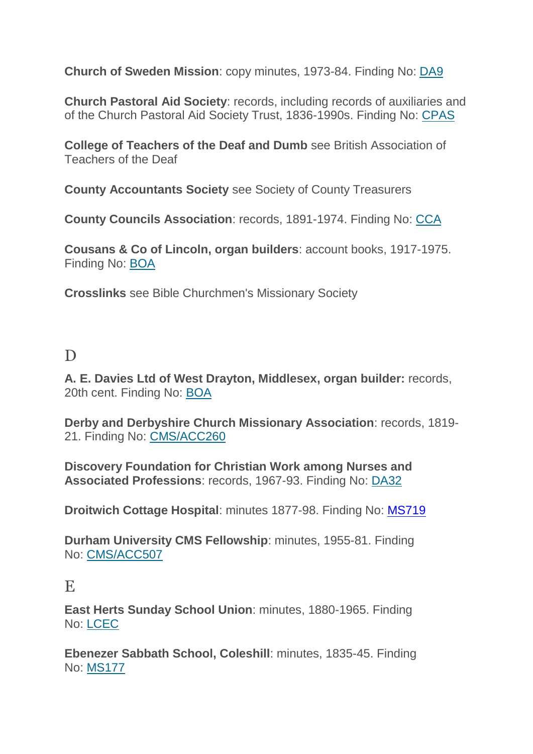**Church of Sweden Mission**: copy minutes, 1973-84. Finding No: DA9

**Church Pastoral Aid Society**: records, including records of auxiliaries and of the Church Pastoral Aid Society Trust, 1836-1990s. Finding No: CPAS

**College of Teachers of the Deaf and Dumb** see British Association of Teachers of the Deaf

**County Accountants Society** see Society of County Treasurers

**County Councils Association**: records, 1891-1974. Finding No: CCA

**Cousans & Co of Lincoln, organ builders**: account books, 1917-1975. Finding No: BOA

**Crosslinks** see Bible Churchmen's Missionary Society

## D

**A. E. Davies Ltd of West Drayton, Middlesex, organ builder:** records, 20th cent. Finding No: BOA

**Derby and Derbyshire Church Missionary Association**: records, 1819-21. Finding No: CMS/ACC260

**Discovery Foundation for Christian Work among Nurses and Associated Professions**: records, 1967-93. Finding No: DA32

**Droitwich Cottage Hospital**: minutes 1877-98. Finding No: MS719

**Durham University CMS Fellowship**: minutes, 1955-81. Finding No: CMS/ACC507

## E

**East Herts Sunday School Union**: minutes, 1880-1965. Finding No: LCEC

**Ebenezer Sabbath School, Coleshill**: minutes, 1835-45. Finding No: MS177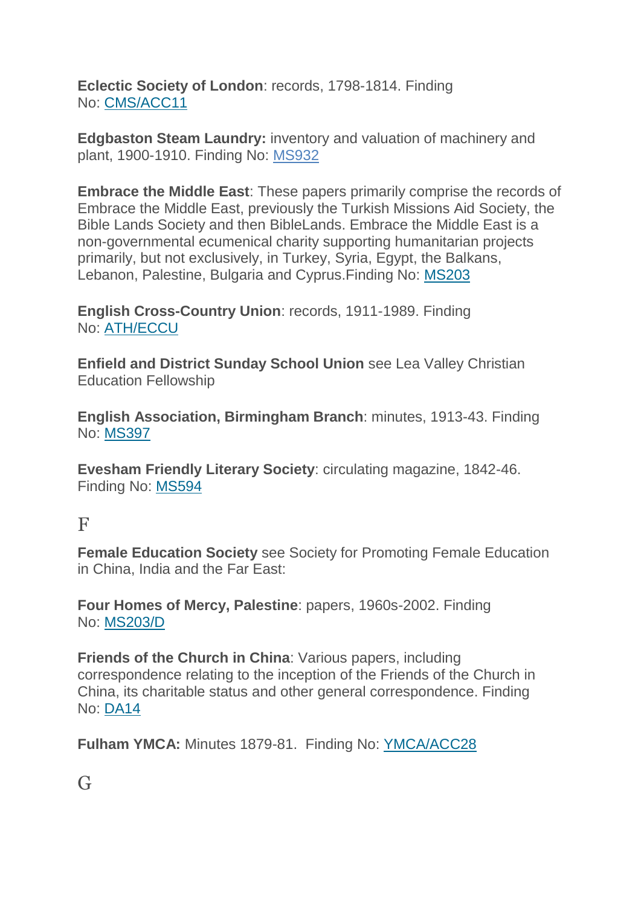**Eclectic Society of London**: records, 1798-1814. Finding No: CMS/ACC11

**Edgbaston Steam Laundry:** inventory and valuation of machinery and plant, 1900-1910. Finding No: MS932

**Embrace the Middle East**: These papers primarily comprise the records of Embrace the Middle East, previously the Turkish Missions Aid Society, the Bible Lands Society and then BibleLands. Embrace the Middle East is a non-governmental ecumenical charity supporting humanitarian projects primarily, but not exclusively, in Turkey, Syria, Egypt, the Balkans, Lebanon, Palestine, Bulgaria and Cyprus.Finding No: MS203

**English Cross-Country Union**: records, 1911-1989. Finding No: ATH/ECCU

**Enfield and District Sunday School Union** see Lea Valley Christian Education Fellowship

**English Association, Birmingham Branch**: minutes, 1913-43. Finding No: MS397

**Evesham Friendly Literary Society**: circulating magazine, 1842-46. Finding No: MS594

## F

**Female Education Society** see Society for Promoting Female Education in China, India and the Far East:

**Four Homes of Mercy, Palestine**: papers, 1960s-2002. Finding No: MS203/D

**Friends of the Church in China**: Various papers, including correspondence relating to the inception of the Friends of the Church in China, its charitable status and other general correspondence. Finding No: DA14

**Fulham YMCA:** Minutes 1879-81. Finding No: YMCA/ACC28

## G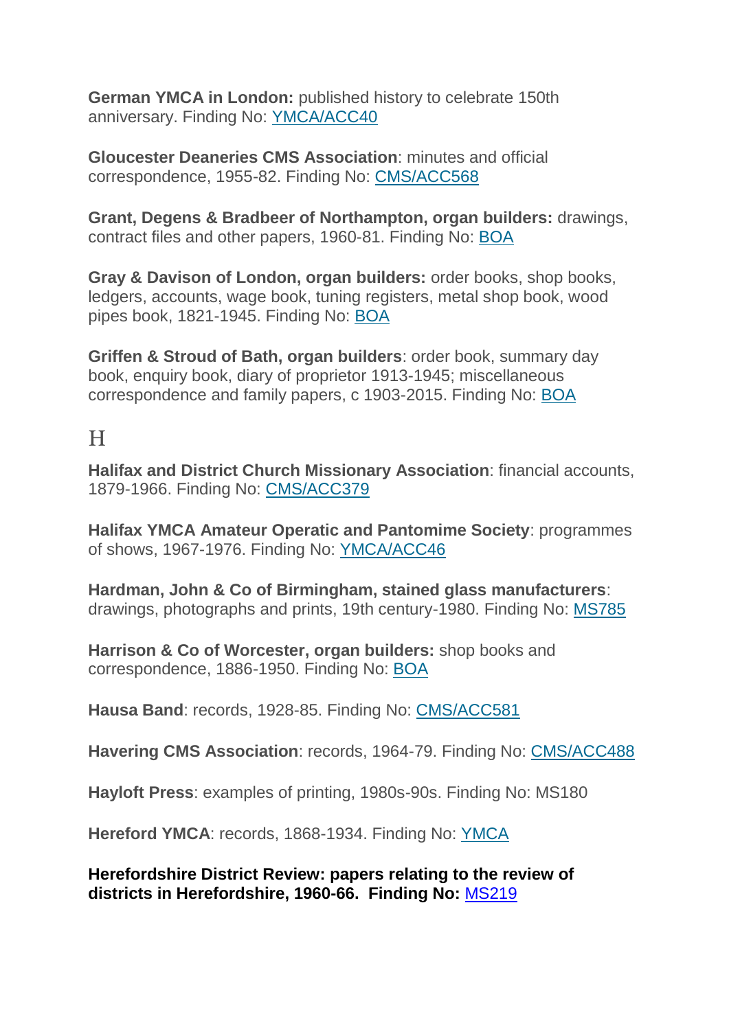**German YMCA in London:** published history to celebrate 150th anniversary. Finding No: YMCA/ACC40

**Gloucester Deaneries CMS Association**: minutes and official correspondence, 1955-82. Finding No: CMS/ACC568

**Grant, Degens & Bradbeer of Northampton, organ builders:** drawings, contract files and other papers, 1960-81. Finding No: BOA

**Gray & Davison of London, organ builders:** order books, shop books, ledgers, accounts, wage book, tuning registers, metal shop book, wood pipes book, 1821-1945. Finding No: BOA

**Griffen & Stroud of Bath, organ builders**: order book, summary day book, enquiry book, diary of proprietor 1913-1945; miscellaneous correspondence and family papers, c 1903-2015. Finding No: BOA

## H

**Halifax and District Church Missionary Association**: financial accounts, 1879-1966. Finding No: CMS/ACC379

**Halifax YMCA Amateur Operatic and Pantomime Society**: programmes of shows, 1967-1976. Finding No: YMCA/ACC46

**Hardman, John & Co of Birmingham, stained glass manufacturers**: drawings, photographs and prints, 19th century-1980. Finding No: MS785

**Harrison & Co of Worcester, organ builders:** shop books and correspondence, 1886-1950. Finding No: BOA

**Hausa Band**: records, 1928-85. Finding No: CMS/ACC581

**Havering CMS Association**: records, 1964-79. Finding No: CMS/ACC488

**Hayloft Press**: examples of printing, 1980s-90s. Finding No: MS180

**Hereford YMCA**: records, 1868-1934. Finding No: YMCA

**Herefordshire District Review: papers relating to the review of districts in Herefordshire, 1960-66. Finding No:** MS219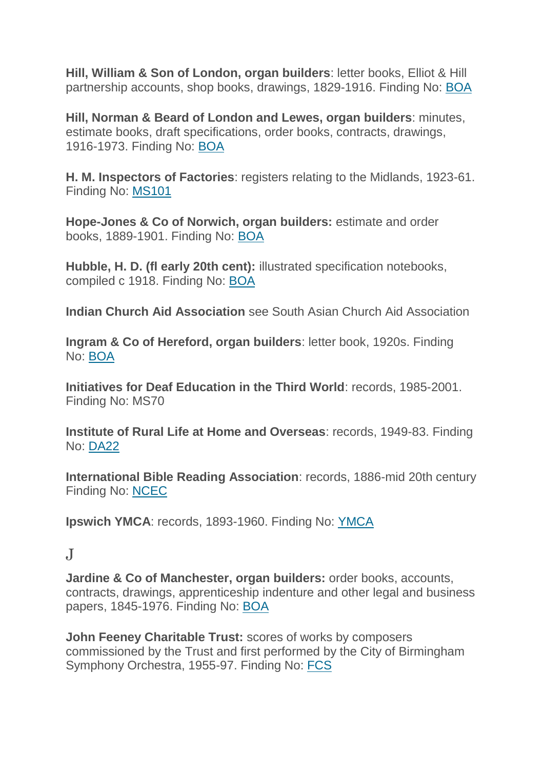**Hill, William & Son of London, organ builders**: letter books, Elliot & Hill partnership accounts, shop books, drawings, 1829-1916. Finding No: BOA

**Hill, Norman & Beard of London and Lewes, organ builders**: minutes, estimate books, draft specifications, order books, contracts, drawings, 1916-1973. Finding No: BOA

**H. M. Inspectors of Factories**: registers relating to the Midlands, 1923-61. Finding No: MS101

**Hope-Jones & Co of Norwich, organ builders:** estimate and order books, 1889-1901. Finding No: BOA

**Hubble, H. D. (fl early 20th cent):** illustrated specification notebooks, compiled c 1918. Finding No: BOA

**Indian Church Aid Association** see South Asian Church Aid Association

**Ingram & Co of Hereford, organ builders**: letter book, 1920s. Finding No: BOA

**Initiatives for Deaf Education in the Third World**: records, 1985-2001. Finding No: MS70

**Institute of Rural Life at Home and Overseas**: records, 1949-83. Finding No: DA22

**International Bible Reading Association**: records, 1886-mid 20th century Finding No: NCEC

**Ipswich YMCA**: records, 1893-1960. Finding No: YMCA

# J

**Jardine & Co of Manchester, organ builders:** order books, accounts, contracts, drawings, apprenticeship indenture and other legal and business papers, 1845-1976. Finding No: BOA

**John Feeney Charitable Trust:** scores of works by composers commissioned by the Trust and first performed by the City of Birmingham Symphony Orchestra, 1955-97. Finding No: FCS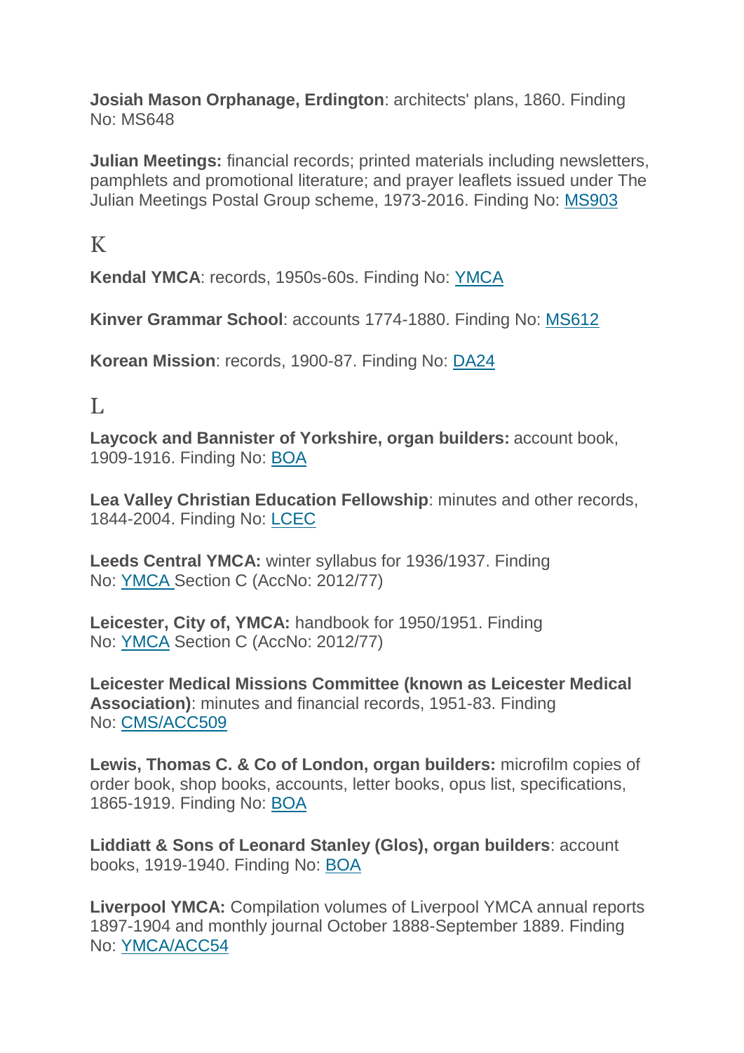**Josiah Mason Orphanage, Erdington**: architects' plans, 1860. Finding No: MS648

**Julian Meetings:** financial records; printed materials including newsletters, pamphlets and promotional literature; and prayer leaflets issued under The Julian Meetings Postal Group scheme, 1973-2016. Finding No: MS903

## K

**Kendal YMCA**: records, 1950s-60s. Finding No: YMCA

**Kinver Grammar School**: accounts 1774-1880. Finding No: MS612

**Korean Mission**: records, 1900-87. Finding No: DA24

## L

**Laycock and Bannister of Yorkshire, organ builders:** account book, 1909-1916. Finding No: BOA

**Lea Valley Christian Education Fellowship**: minutes and other records, 1844-2004. Finding No: LCEC

**Leeds Central YMCA:** winter syllabus for 1936/1937. Finding No: YMCA Section C (AccNo: 2012/77)

**Leicester, City of, YMCA:** handbook for 1950/1951. Finding No: YMCA Section C (AccNo: 2012/77)

**Leicester Medical Missions Committee (known as Leicester Medical Association)**: minutes and financial records, 1951-83. Finding No: CMS/ACC509

**Lewis, Thomas C. & Co of London, organ builders:** microfilm copies of order book, shop books, accounts, letter books, opus list, specifications, 1865-1919. Finding No: BOA

**Liddiatt & Sons of Leonard Stanley (Glos), organ builders**: account books, 1919-1940. Finding No: BOA

**Liverpool YMCA:** Compilation volumes of Liverpool YMCA annual reports 1897-1904 and monthly journal October 1888-September 1889. Finding No: YMCA/ACC54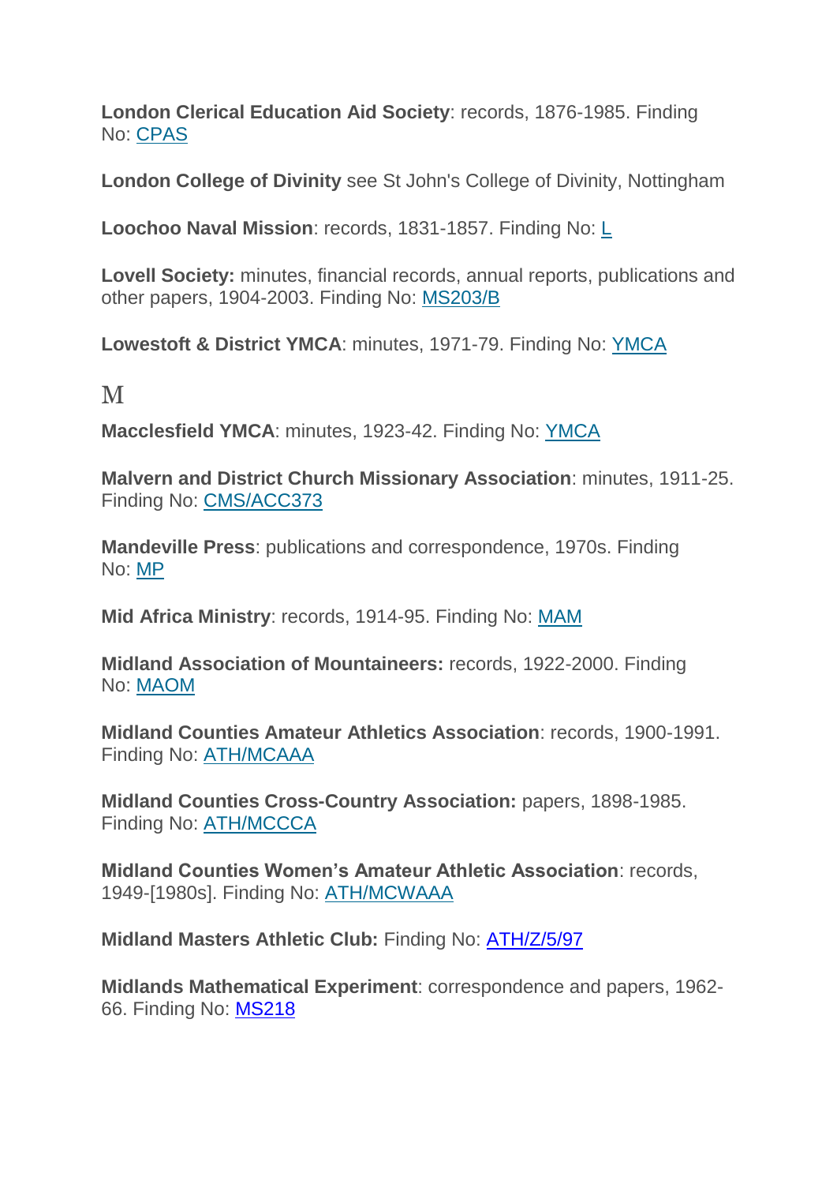**London Clerical Education Aid Society**: records, 1876-1985. Finding No: CPAS

**London College of Divinity** see St John's College of Divinity, Nottingham

**Loochoo Naval Mission**: records, 1831-1857. Finding No: L

**Lovell Society:** minutes, financial records, annual reports, publications and other papers, 1904-2003. Finding No: MS203/B

**Lowestoft & District YMCA**: minutes, 1971-79. Finding No: YMCA

## M

**Macclesfield YMCA**: minutes, 1923-42. Finding No: YMCA

**Malvern and District Church Missionary Association**: minutes, 1911-25. Finding No: CMS/ACC373

**Mandeville Press**: publications and correspondence, 1970s. Finding No: MP

**Mid Africa Ministry**: records, 1914-95. Finding No: MAM

**Midland Association of Mountaineers:** records, 1922-2000. Finding No: MAOM

**Midland Counties Amateur Athletics Association**: records, 1900-1991. Finding No: ATH/MCAAA

**Midland Counties Cross-Country Association:** papers, 1898-1985. Finding No: ATH/MCCCA

**Midland Counties Women's Amateur Athletic Association**: records, 1949-[1980s]. Finding No: ATH/MCWAAA

**Midland Masters Athletic Club:** Finding No: ATH/Z/5/97

**Midlands Mathematical Experiment**: correspondence and papers, 1962-66. Finding No: MS218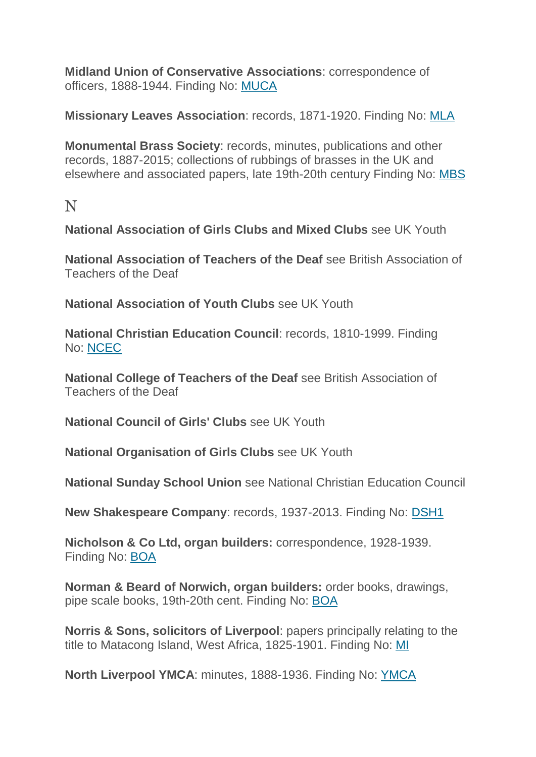**Midland Union of Conservative Associations**: correspondence of officers, 1888-1944. Finding No: MUCA

**Missionary Leaves Association**: records, 1871-1920. Finding No: MLA

**Monumental Brass Society**: records, minutes, publications and other records, 1887-2015; collections of rubbings of brasses in the UK and elsewhere and associated papers, late 19th-20th century Finding No: MBS

## N

**National Association of Girls Clubs and Mixed Clubs** see UK Youth

**National Association of Teachers of the Deaf** see British Association of Teachers of the Deaf

**National Association of Youth Clubs** see UK Youth

**National Christian Education Council**: records, 1810-1999. Finding No: NCEC

**National College of Teachers of the Deaf** see British Association of Teachers of the Deaf

**National Council of Girls' Clubs** see UK Youth

**National Organisation of Girls Clubs** see UK Youth

**National Sunday School Union** see National Christian Education Council

**New Shakespeare Company**: records, 1937-2013. Finding No: DSH1

**Nicholson & Co Ltd, organ builders:** correspondence, 1928-1939. Finding No: BOA

**Norman & Beard of Norwich, organ builders:** order books, drawings, pipe scale books, 19th-20th cent. Finding No: BOA

**Norris & Sons, solicitors of Liverpool**: papers principally relating to the title to Matacong Island, West Africa, 1825-1901. Finding No: MI

**North Liverpool YMCA**: minutes, 1888-1936. Finding No: YMCA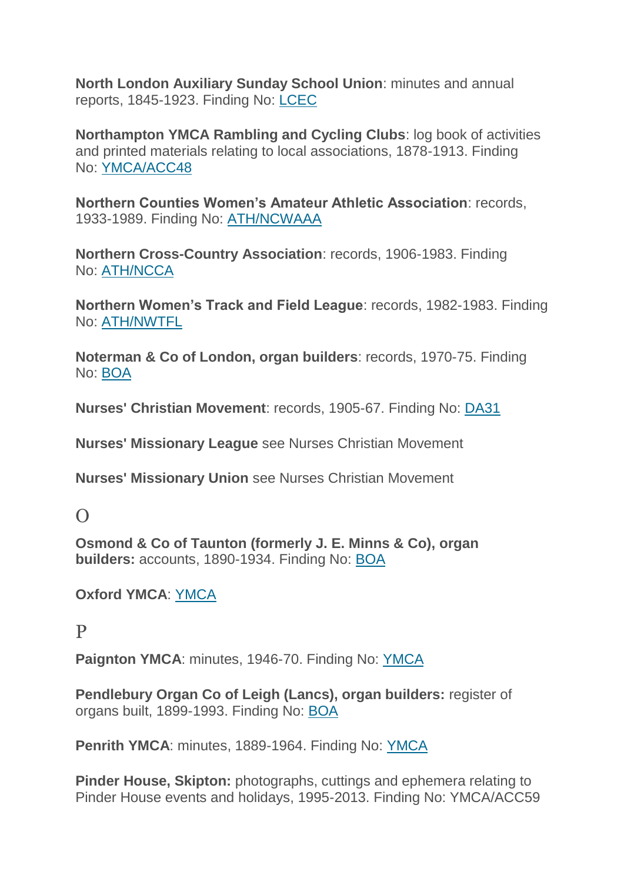**North London Auxiliary Sunday School Union**: minutes and annual reports, 1845-1923. Finding No: LCEC

**Northampton YMCA Rambling and Cycling Clubs**: log book of activities and printed materials relating to local associations, 1878-1913. Finding No: YMCA/ACC48

**Northern Counties Women's Amateur Athletic Association**: records, 1933-1989. Finding No: ATH/NCWAAA

**Northern Cross-Country Association**: records, 1906-1983. Finding No: ATH/NCCA

**Northern Women's Track and Field League**: records, 1982-1983. Finding No: ATH/NWTFL

**Noterman & Co of London, organ builders**: records, 1970-75. Finding No: BOA

**Nurses' Christian Movement**: records, 1905-67. Finding No: DA31

**Nurses' Missionary League** see Nurses Christian Movement

**Nurses' Missionary Union** see Nurses Christian Movement

## O

**Osmond & Co of Taunton (formerly J. E. Minns & Co), organ builders:** accounts, 1890-1934. Finding No: BOA

**Oxford YMCA**: YMCA

## P

**Paignton YMCA**: minutes, 1946-70. Finding No: YMCA

**Pendlebury Organ Co of Leigh (Lancs), organ builders:** register of organs built, 1899-1993. Finding No: BOA

**Penrith YMCA**: minutes, 1889-1964. Finding No: YMCA

**Pinder House, Skipton:** photographs, cuttings and ephemera relating to Pinder House events and holidays, 1995-2013. Finding No: YMCA/ACC59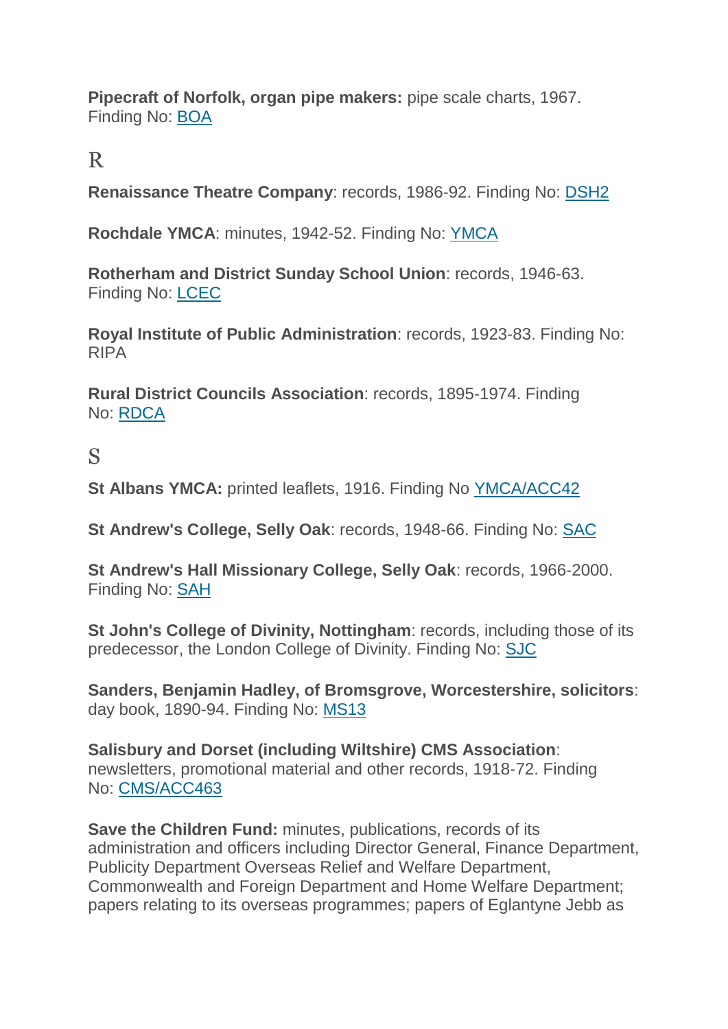**Pipecraft of Norfolk, organ pipe makers:** pipe scale charts, 1967. Finding No: BOA

## R

**Renaissance Theatre Company**: records, 1986-92. Finding No: DSH2

**Rochdale YMCA**: minutes, 1942-52. Finding No: YMCA

**Rotherham and District Sunday School Union**: records, 1946-63. Finding No: LCEC

**Royal Institute of Public Administration**: records, 1923-83. Finding No: RIPA

**Rural District Councils Association**: records, 1895-1974. Finding No: RDCA

## S

**St Albans YMCA:** printed leaflets, 1916. Finding No YMCA/ACC42

**St Andrew's College, Selly Oak**: records, 1948-66. Finding No: SAC

**St Andrew's Hall Missionary College, Selly Oak**: records, 1966-2000. Finding No: SAH

**St John's College of Divinity, Nottingham**: records, including those of its predecessor, the London College of Divinity. Finding No: SJC

**Sanders, Benjamin Hadley, of Bromsgrove, Worcestershire, solicitors**: day book, 1890-94. Finding No: MS13

**Salisbury and Dorset (including Wiltshire) CMS Association**: newsletters, promotional material and other records, 1918-72. Finding No: CMS/ACC463

**Save the Children Fund:** minutes, publications, records of its administration and officers including Director General, Finance Department, Publicity Department Overseas Relief and Welfare Department, Commonwealth and Foreign Department and Home Welfare Department; papers relating to its overseas programmes; papers of Eglantyne Jebb as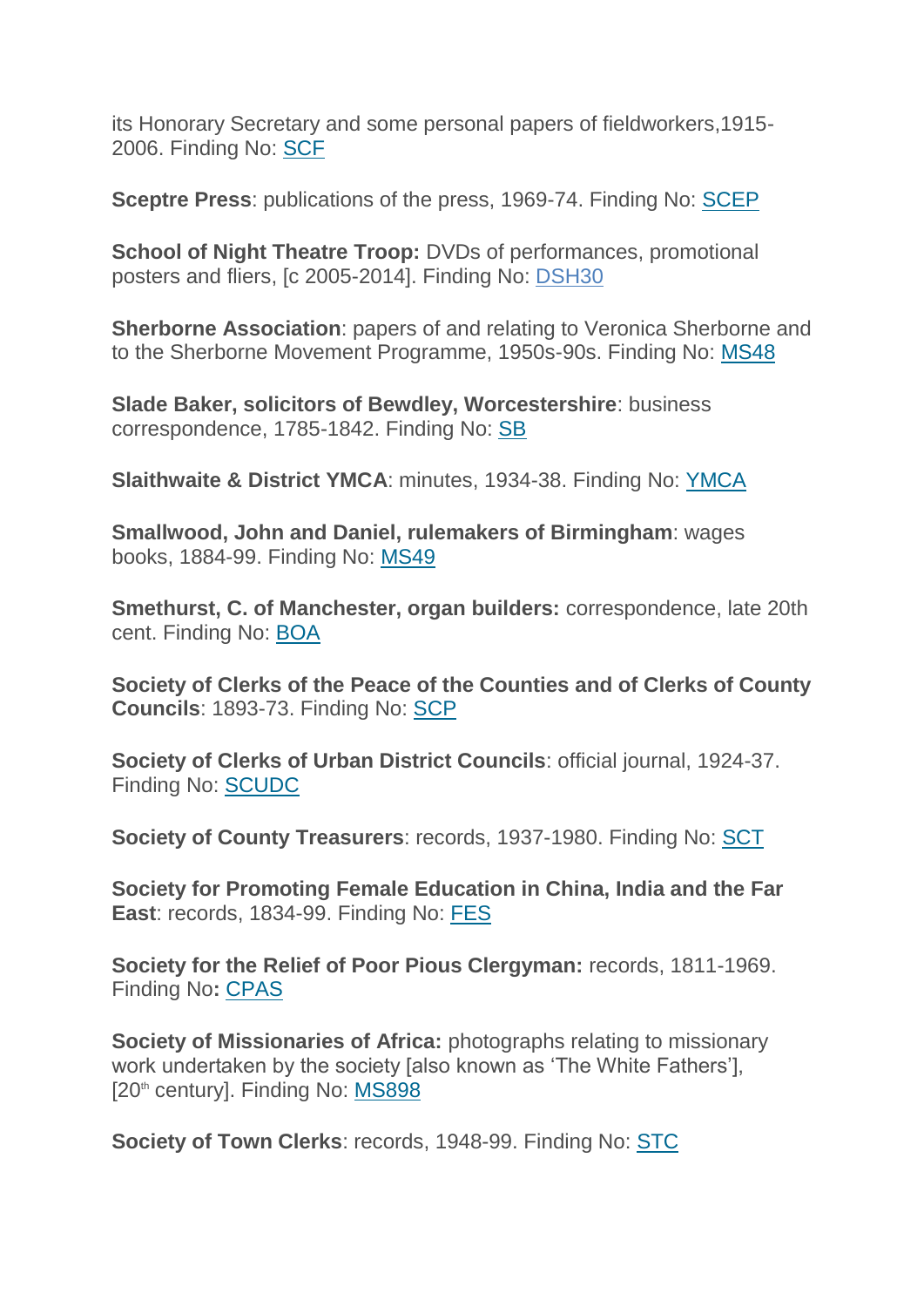its Honorary Secretary and some personal papers of fieldworkers,1915-2006. Finding No: SCF

**Sceptre Press**: publications of the press, 1969-74. Finding No: SCEP

**School of Night Theatre Troop:** DVDs of performances, promotional posters and fliers, [c 2005-2014]. Finding No: DSH30

**Sherborne Association**: papers of and relating to Veronica Sherborne and to the Sherborne Movement Programme, 1950s-90s. Finding No: MS48

**Slade Baker, solicitors of Bewdley, Worcestershire**: business correspondence, 1785-1842. Finding No: SB

**Slaithwaite & District YMCA**: minutes, 1934-38. Finding No: YMCA

**Smallwood, John and Daniel, rulemakers of Birmingham**: wages books, 1884-99. Finding No: MS49

**Smethurst, C. of Manchester, organ builders:** correspondence, late 20th cent. Finding No: BOA

**Society of Clerks of the Peace of the Counties and of Clerks of County Councils**: 1893-73. Finding No: SCP

**Society of Clerks of Urban District Councils**: official journal, 1924-37. Finding No: SCUDC

**Society of County Treasurers**: records, 1937-1980. Finding No: SCT

**Society for Promoting Female Education in China, India and the Far East**: records, 1834-99. Finding No: FES

**Society for the Relief of Poor Pious Clergyman:** records, 1811-1969. Finding No**:** CPAS

**Society of Missionaries of Africa:** photographs relating to missionary work undertaken by the society [also known as 'The White Fathers'], [20th century]. Finding No: MS898

**Society of Town Clerks**: records, 1948-99. Finding No: STC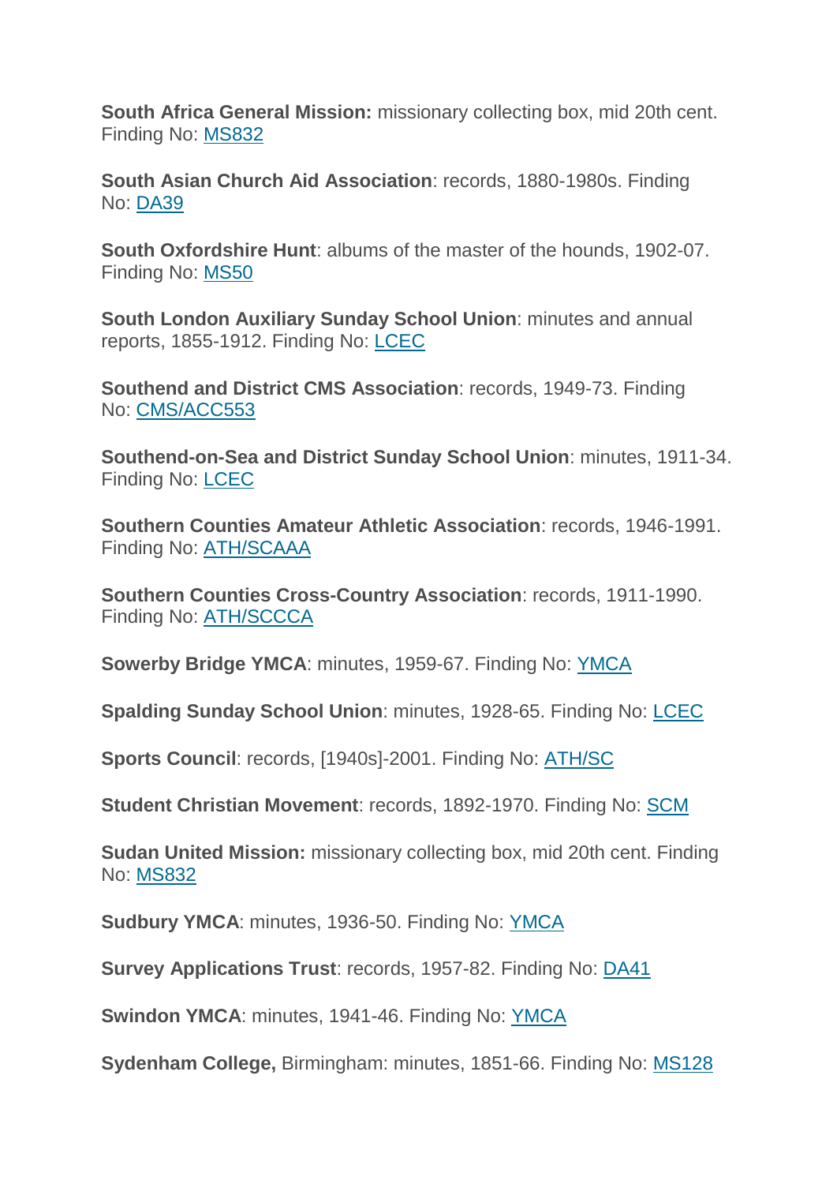**South Africa General Mission:** missionary collecting box, mid 20th cent. Finding No: MS832

**South Asian Church Aid Association**: records, 1880-1980s. Finding No: DA39

**South Oxfordshire Hunt**: albums of the master of the hounds, 1902-07. Finding No: MS50

**South London Auxiliary Sunday School Union**: minutes and annual reports, 1855-1912. Finding No: LCEC

**Southend and District CMS Association**: records, 1949-73. Finding No: CMS/ACC553

**Southend-on-Sea and District Sunday School Union**: minutes, 1911-34. Finding No: LCEC

**Southern Counties Amateur Athletic Association**: records, 1946-1991. Finding No: ATH/SCAAA

**Southern Counties Cross-Country Association**: records, 1911-1990. Finding No: ATH/SCCCA

**Sowerby Bridge YMCA**: minutes, 1959-67. Finding No: YMCA

**Spalding Sunday School Union**: minutes, 1928-65. Finding No: LCEC

**Sports Council**: records, [1940s]-2001. Finding No: ATH/SC

**Student Christian Movement**: records, 1892-1970. Finding No: SCM

**Sudan United Mission:** missionary collecting box, mid 20th cent. Finding No: MS832

**Sudbury YMCA**: minutes, 1936-50. Finding No: YMCA

**Survey Applications Trust**: records, 1957-82. Finding No: DA41

**Swindon YMCA**: minutes, 1941-46. Finding No: YMCA

**Sydenham College,** Birmingham: minutes, 1851-66. Finding No: MS128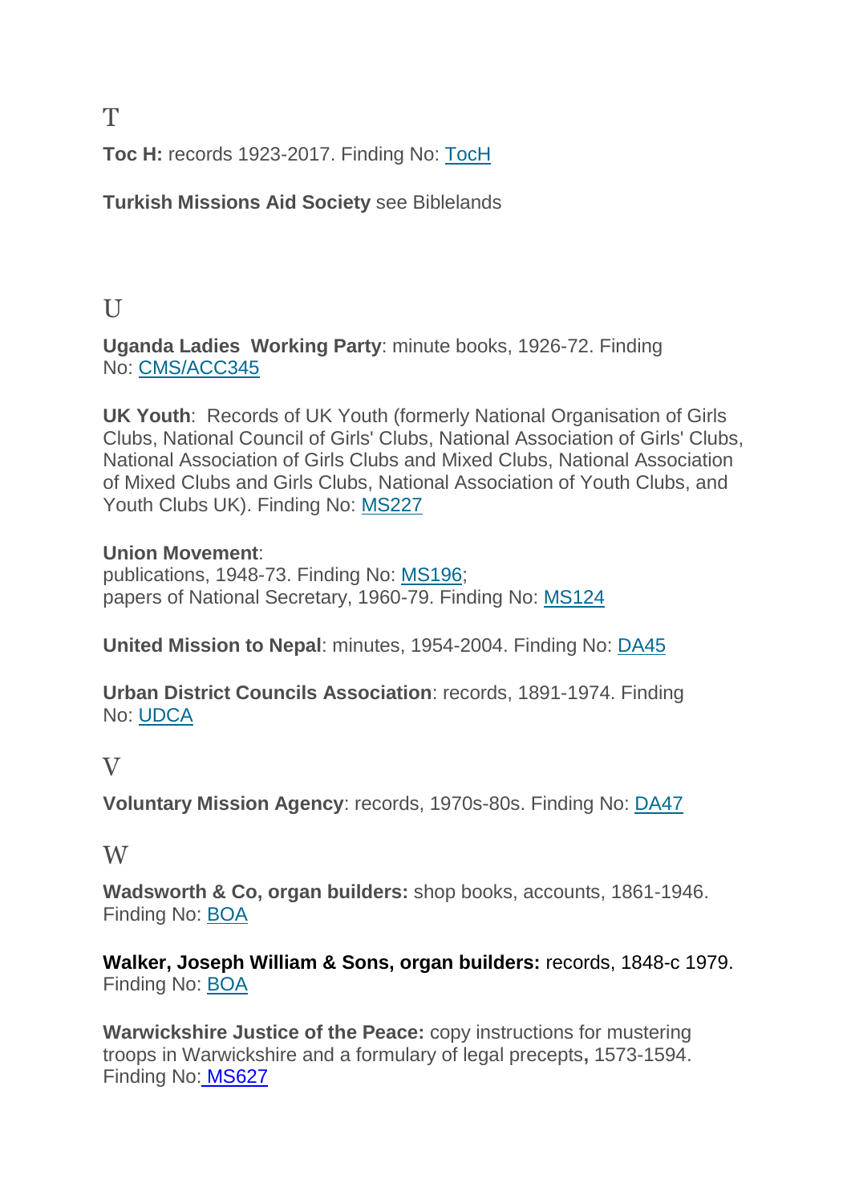## T

**Toc H:** records 1923-2017. Finding No: TocH

**Turkish Missions Aid Society** see Biblelands

## U

**Uganda Ladies Working Party**: minute books, 1926-72. Finding No: CMS/ACC345

**UK Youth**: Records of UK Youth (formerly National Organisation of Girls Clubs, National Council of Girls' Clubs, National Association of Girls' Clubs, National Association of Girls Clubs and Mixed Clubs, National Association of Mixed Clubs and Girls Clubs, National Association of Youth Clubs, and Youth Clubs UK). Finding No: MS227

**Union Movement**:
publications, 1948-73. Finding No: MS196;
papers of National Secretary, 1960-79. Finding No: MS124

**United Mission to Nepal**: minutes, 1954-2004. Finding No: DA45

**Urban District Councils Association**: records, 1891-1974. Finding No: UDCA

## V

**Voluntary Mission Agency**: records, 1970s-80s. Finding No: DA47

## W

**Wadsworth & Co, organ builders:** shop books, accounts, 1861-1946. Finding No: BOA

**Walker, Joseph William & Sons, organ builders:** records, 1848-c 1979. Finding No: BOA

**Warwickshire Justice of the Peace:** copy instructions for mustering troops in Warwickshire and a formulary of legal precepts**,** 1573-1594. Finding No: MS627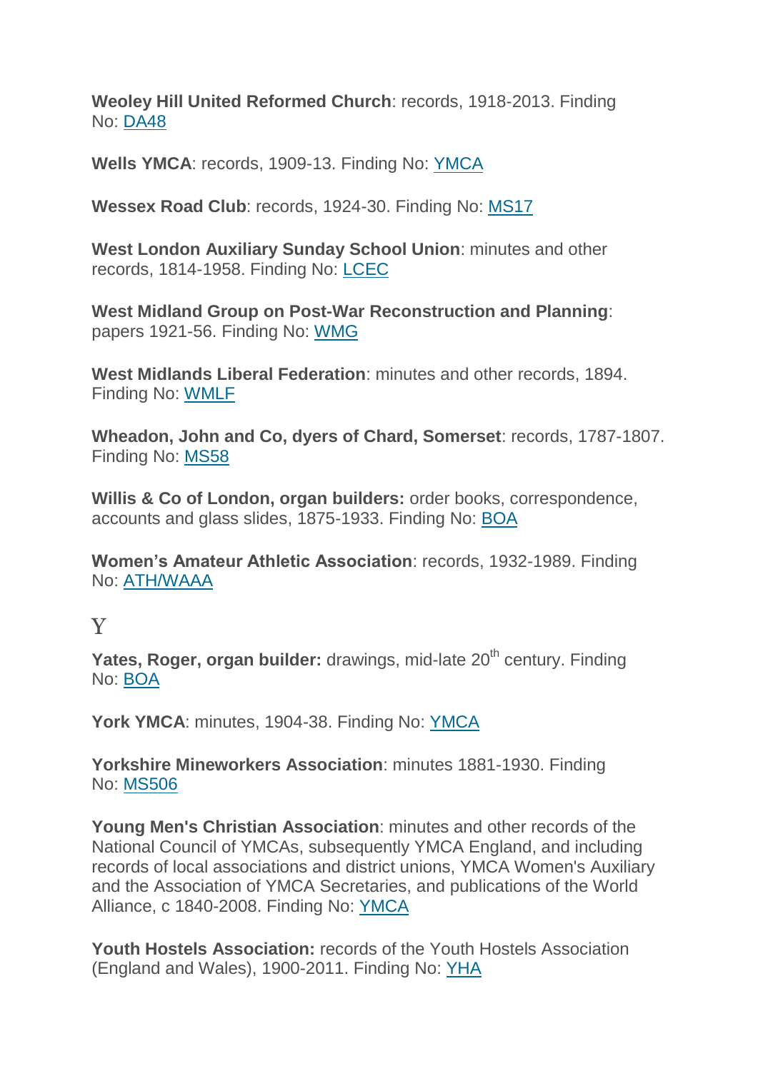**Weoley Hill United Reformed Church**: records, 1918-2013. Finding No: DA48

**Wells YMCA**: records, 1909-13. Finding No: YMCA

**Wessex Road Club**: records, 1924-30. Finding No: MS17

**West London Auxiliary Sunday School Union**: minutes and other records, 1814-1958. Finding No: LCEC

**West Midland Group on Post-War Reconstruction and Planning**: papers 1921-56. Finding No: WMG

**West Midlands Liberal Federation**: minutes and other records, 1894. Finding No: WMLF

**Wheadon, John and Co, dyers of Chard, Somerset**: records, 1787-1807. Finding No: MS58

**Willis & Co of London, organ builders:** order books, correspondence, accounts and glass slides, 1875-1933. Finding No: BOA

**Women's Amateur Athletic Association**: records, 1932-1989. Finding No: ATH/WAAA

## Y

**Yates, Roger, organ builder:** drawings, mid-late 20th century. Finding No: BOA

**York YMCA**: minutes, 1904-38. Finding No: YMCA

**Yorkshire Mineworkers Association**: minutes 1881-1930. Finding No: MS506

**Young Men's Christian Association**: minutes and other records of the National Council of YMCAs, subsequently YMCA England, and including records of local associations and district unions, YMCA Women's Auxiliary and the Association of YMCA Secretaries, and publications of the World Alliance, c 1840-2008. Finding No: YMCA

**Youth Hostels Association:** records of the Youth Hostels Association (England and Wales), 1900-2011. Finding No: YHA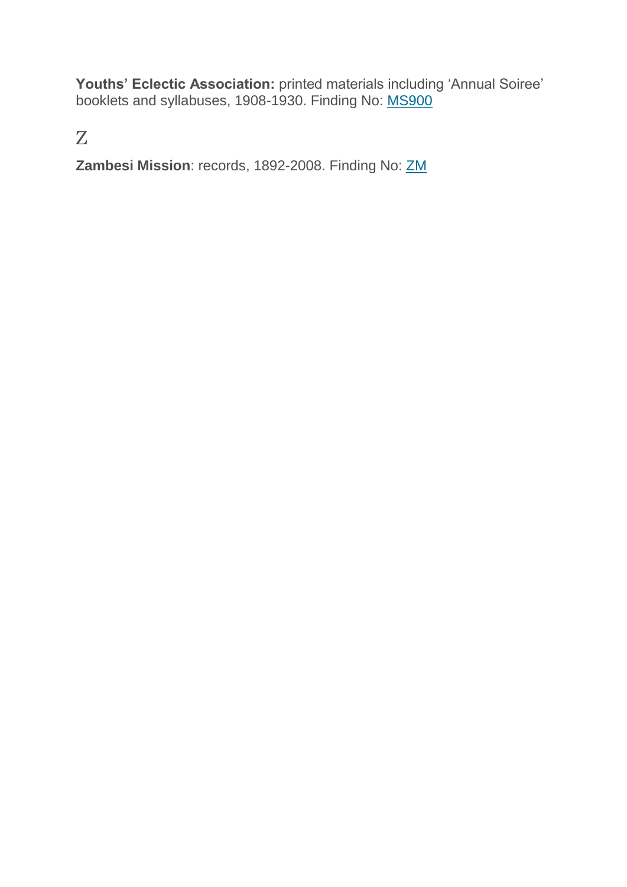**Youths' Eclectic Association:** printed materials including 'Annual Soiree' booklets and syllabuses, 1908-1930. Finding No: MS900

## Z

**Zambesi Mission**: records, 1892-2008. Finding No: ZM